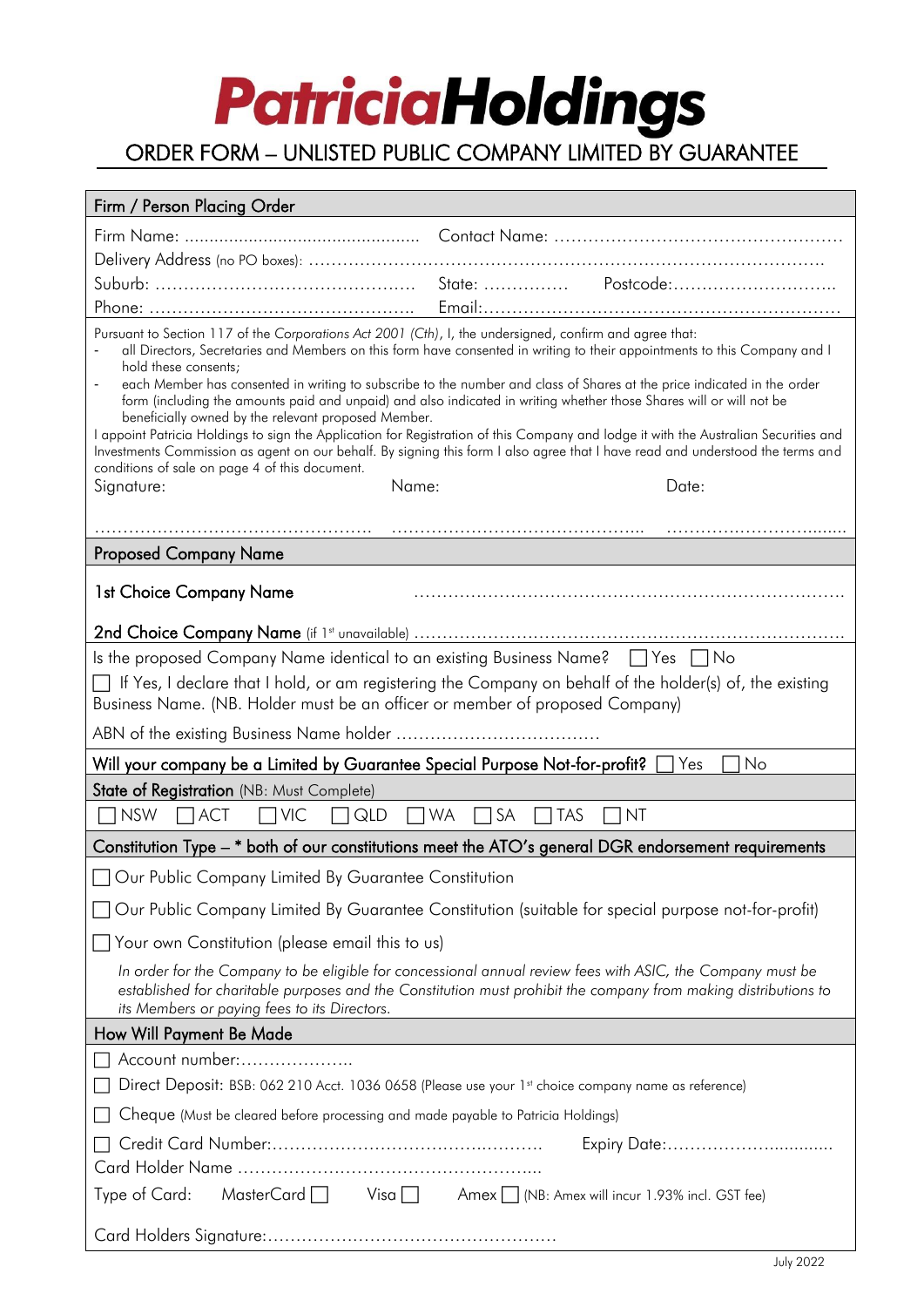# PatriciaHoldings

## ORDER FORM – UNLISTED PUBLIC COMPANY LIMITED BY GUARANTEE

### Firm / Person Placing Order

Firm Name: ................................................ Contact Name: ..................................................

Delivery Address (no PO boxes): ....................................................................................

Suburb: .............................................. State: ............... Postcode:............................

Phone: .............................................. Email:..............................................................

Pursuant to Section 117 of the *Corporations Act 2001 (Cth)*, I, the undersigned, confirm and agree that:

- all Directors, Secretaries and Members on this form have consented in writing to their appointments to this Company and I hold these consents;
- each Member has consented in writing to subscribe to the number and class of Shares at the price indicated in the order form (including the amounts paid and unpaid) and also indicated in writing whether those Shares will or will not be beneficially owned by the relevant proposed Member.

I appoint Patricia Holdings to sign the Application for Registration of this Company and lodge it with the Australian Securities and Investments Commission as agent on our behalf. By signing this form I also agree that I have read and understood the terms and conditions of sale on page 4 of this document.

Signature: ................................................ Name: ........................................... Date: ................................

### Proposed Company Name

1st Choice Company Name ........................................................................

2nd Choice Company Name (if 1st unavailable) ........................................................................

Is the proposed Company Name identical to an existing Business Name? ☐ Yes ☐ No

☐ If Yes, I declare that I hold, or am registering the Company on behalf of the holder(s) of, the existing Business Name. (NB. Holder must be an officer or member of proposed Company)

ABN of the existing Business Name holder ...................................

**Will your company be a Limited by Guarantee Special Purpose Not-for-profit?** ☐ Yes ☐ No

### State of Registration (NB: Must Complete)

☐ NSW ☐ ACT ☐ VIC ☐ QLD ☐ WA ☐ SA ☐ TAS ☐ NT

### Constitution Type – * both of our constitutions meet the ATO's general DGR endorsement requirements

☐ Our Public Company Limited By Guarantee Constitution

☐ Our Public Company Limited By Guarantee Constitution (suitable for special purpose not-for-profit)

☐ Your own Constitution (please email this to us)

*In order for the Company to be eligible for concessional annual review fees with ASIC, the Company must be established for charitable purposes and the Constitution must prohibit the company from making distributions to its Members or paying fees to its Directors.*

### How Will Payment Be Made

☐ Account number:....................

☐ Direct Deposit: BSB: 062 210 Acct. 1036 0658 (Please use your 1st choice company name as reference)

☐ Cheque (Must be cleared before processing and made payable to Patricia Holdings)

☐ Credit Card Number:............................................. Expiry Date:.................................

Card Holder Name ....................................................

Type of Card: MasterCard ☐ Visa ☐ Amex ☐ (NB: Amex will incur 1.93% incl. GST fee)

Card Holders Signature:..................................................

July 2022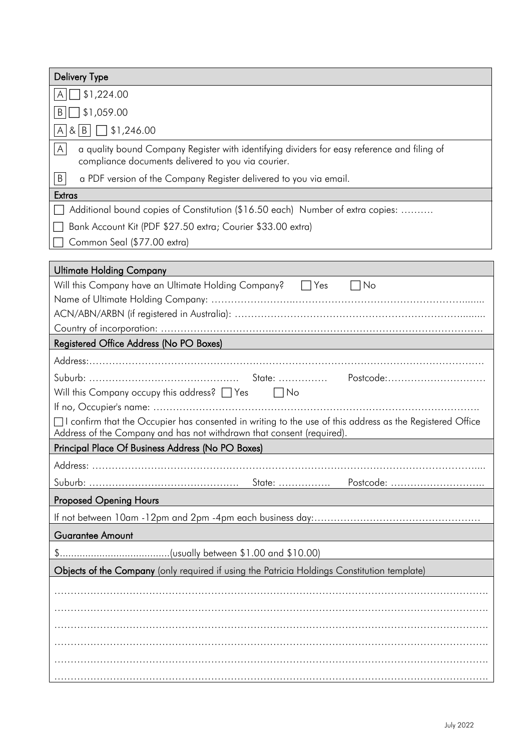## Delivery Type

- [A] ☐ $1,224.00
- [B] ☐ $1,059.00
- [A] & [B] ☐ $1,246.00

[A] a quality bound Company Register with identifying dividers for easy reference and filing of compliance documents delivered to you via courier.

[B] a PDF version of the Company Register delivered to you via email.

## Extras

☐ Additional bound copies of Constitution ($16.50 each) Number of extra copies: ……….

☐ Bank Account Kit (PDF $27.50 extra; Courier $33.00 extra)

☐ Common Seal ($77.00 extra)

## Ultimate Holding Company

Will this Company have an Ultimate Holding Company? ☐ Yes ☐ No

Name of Ultimate Holding Company: ……………………………………………………………………………

ACN/ABN/ARBN (if registered in Australia): ……………………………………………………………………

Country of incorporation: ……………………………………………………………………………………

## Registered Office Address (No PO Boxes)

Address:……………………………………………………………………………………………………

Suburb: ……………………………………… State: …………… Postcode:…………………………

Will this Company occupy this address? ☐ Yes ☐ No

If no, Occupier's name: ………………………………………………………………………………………

☐ I confirm that the Occupier has consented in writing to the use of this address as the Registered Office Address of the Company and has not withdrawn that consent (required).

## Principal Place Of Business Address (No PO Boxes)

Address: ……………………………………………………………………………………………………

Suburb: ……………………………………… State: ……………. Postcode: ………………………..

## Proposed Opening Hours

If not between 10am -12pm and 2pm -4pm each business day:……………………………………………

## Guarantee Amount

$.......................................(usually between $1.00 and $10.00)

## Objects of the Company (only required if using the Patricia Holdings Constitution template)

……………………………………………………………………………………………………………

……………………………………………………………………………………………………………

……………………………………………………………………………………………………………

……………………………………………………………………………………………………………

……………………………………………………………………………………………………………

……………………………………………………………………………………………………………

July 2022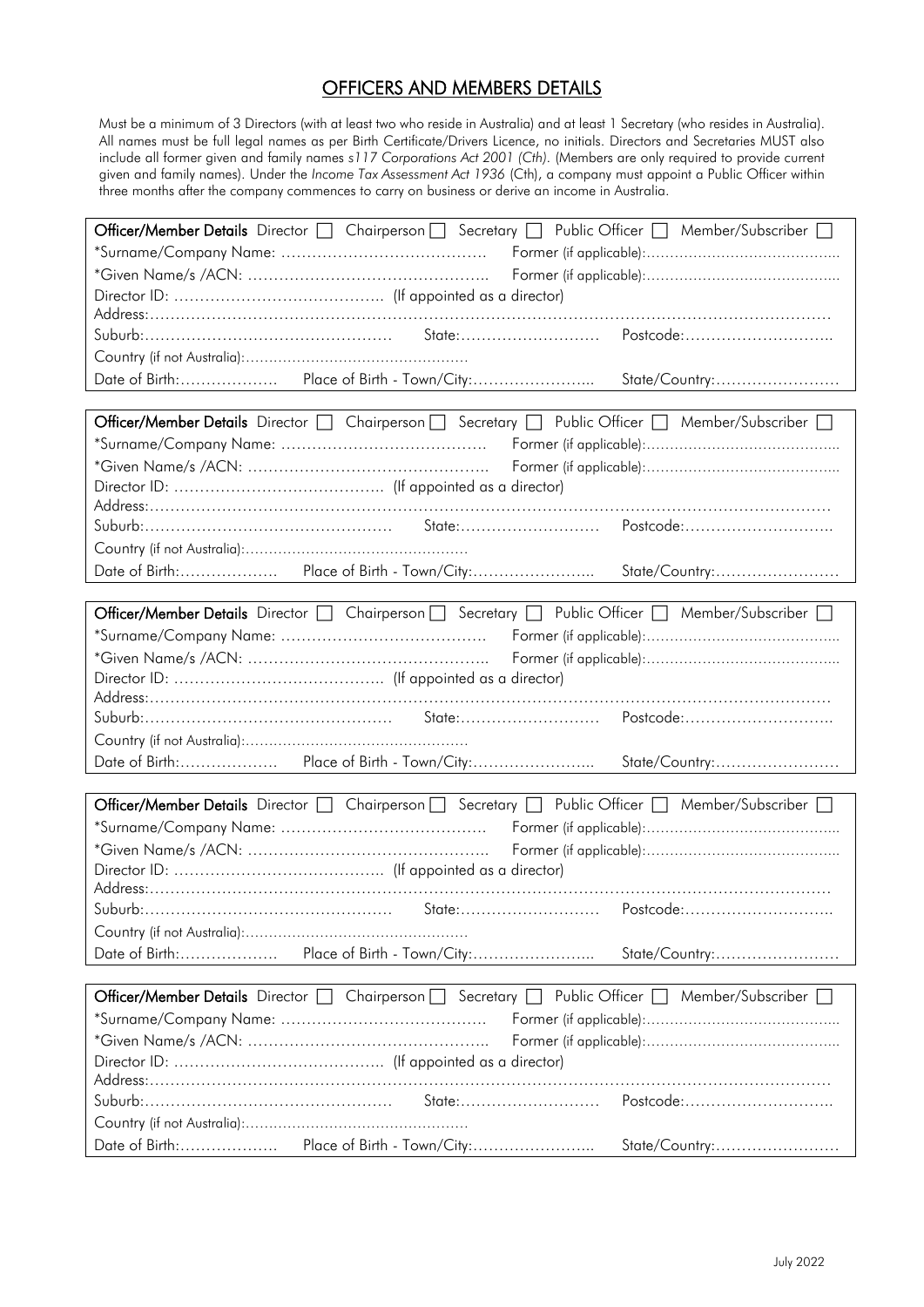# OFFICERS AND MEMBERS DETAILS

Must be a minimum of 3 Directors (with at least two who reside in Australia) and at least 1 Secretary (who resides in Australia). All names must be full legal names as per Birth Certificate/Drivers Licence, no initials. Directors and Secretaries MUST also include all former given and family names *s117 Corporations Act 2001 (Cth)*. (Members are only required to provide current given and family names). Under the *Income Tax Assessment Act 1936* (Cth), a company must appoint a Public Officer within three months after the company commences to carry on business or derive an income in Australia.

**Officer/Member Details** Director ☐ Chairperson ☐ Secretary ☐ Public Officer ☐ Member/Subscriber ☐

*Surname/Company Name: ………………………………… Former (if applicable):……………………………………

*Given Name/s /ACN: ……………………………………… Former (if applicable):……………………………………

Director ID: ………………………………… (If appointed as a director)

Address:……………………………………………………………………………………………………………………

Suburb:………………………………………… State:……………………… Postcode:………………………

Country (if not Australia):…………………………………………

Date of Birth:………………. Place of Birth - Town/City:………………….. State/Country:……………………

**Officer/Member Details** Director ☐ Chairperson ☐ Secretary ☐ Public Officer ☐ Member/Subscriber ☐

*Surname/Company Name: ………………………………… Former (if applicable):……………………………………

*Given Name/s /ACN: ……………………………………… Former (if applicable):……………………………………

Director ID: ………………………………… (If appointed as a director)

Address:……………………………………………………………………………………………………………………

Suburb:………………………………………… State:……………………… Postcode:………………………

Country (if not Australia):…………………………………………

Date of Birth:………………. Place of Birth - Town/City:………………….. State/Country:……………………

**Officer/Member Details** Director ☐ Chairperson ☐ Secretary ☐ Public Officer ☐ Member/Subscriber ☐

*Surname/Company Name: ………………………………… Former (if applicable):……………………………………

*Given Name/s /ACN: ……………………………………… Former (if applicable):……………………………………

Director ID: ………………………………… (If appointed as a director)

Address:……………………………………………………………………………………………………………………

Suburb:………………………………………… State:……………………… Postcode:………………………

Country (if not Australia):…………………………………………

Date of Birth:………………. Place of Birth - Town/City:………………….. State/Country:……………………

**Officer/Member Details** Director ☐ Chairperson ☐ Secretary ☐ Public Officer ☐ Member/Subscriber ☐

*Surname/Company Name: ………………………………… Former (if applicable):……………………………………

*Given Name/s /ACN: ……………………………………… Former (if applicable):……………………………………

Director ID: ………………………………… (If appointed as a director)

Address:……………………………………………………………………………………………………………………

Suburb:………………………………………… State:……………………… Postcode:………………………

Country (if not Australia):…………………………………………

Date of Birth:………………. Place of Birth - Town/City:………………….. State/Country:……………………

**Officer/Member Details** Director ☐ Chairperson ☐ Secretary ☐ Public Officer ☐ Member/Subscriber ☐

*Surname/Company Name: ………………………………… Former (if applicable):……………………………………

*Given Name/s /ACN: ……………………………………… Former (if applicable):……………………………………

Director ID: ………………………………… (If appointed as a director)

Address:……………………………………………………………………………………………………………………

Suburb:………………………………………… State:……………………… Postcode:………………………

Country (if not Australia):…………………………………………

Date of Birth:………………. Place of Birth - Town/City:………………….. State/Country:……………………

July 2022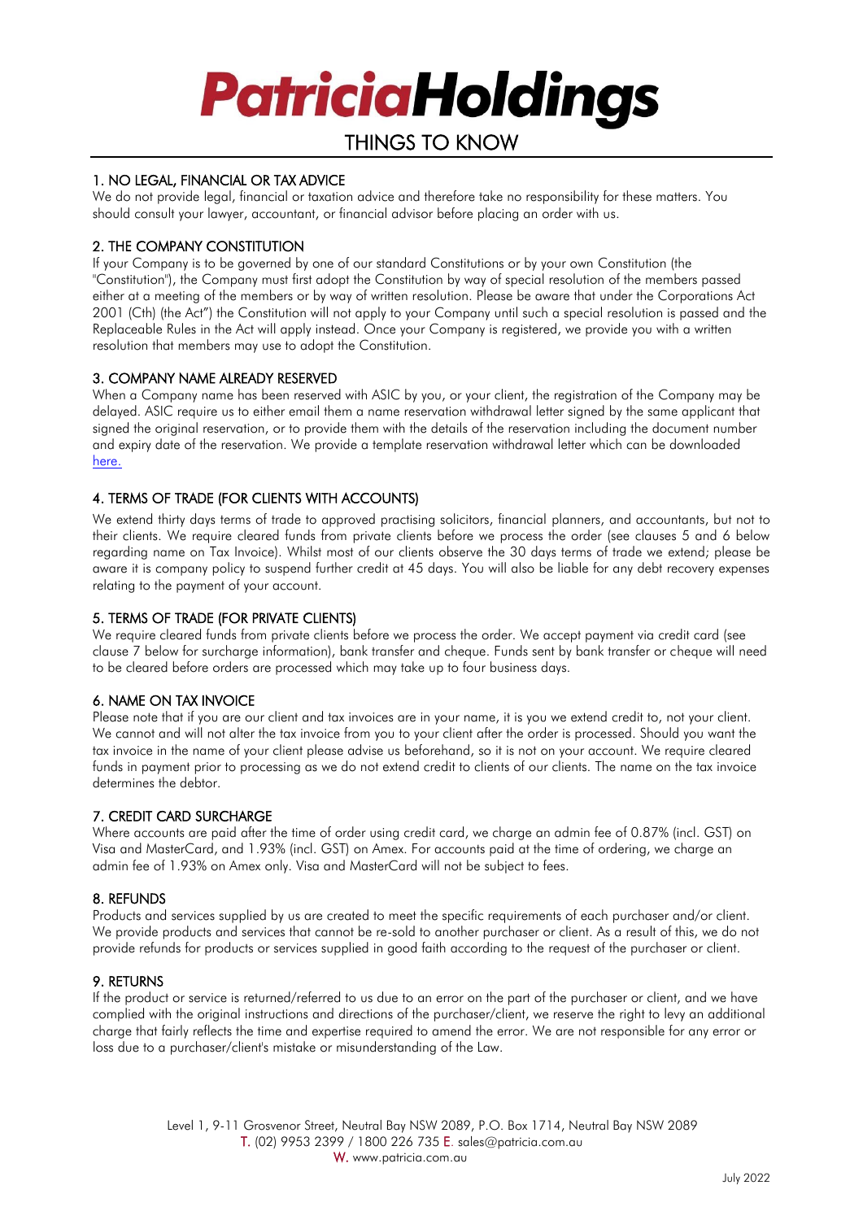# PatriciaHoldings

## THINGS TO KNOW

### 1. NO LEGAL, FINANCIAL OR TAX ADVICE

We do not provide legal, financial or taxation advice and therefore take no responsibility for these matters. You should consult your lawyer, accountant, or financial advisor before placing an order with us.

### 2. THE COMPANY CONSTITUTION

If your Company is to be governed by one of our standard Constitutions or by your own Constitution (the "Constitution"), the Company must first adopt the Constitution by way of special resolution of the members passed either at a meeting of the members or by way of written resolution. Please be aware that under the Corporations Act 2001 (Cth) (the Act") the Constitution will not apply to your Company until such a special resolution is passed and the Replaceable Rules in the Act will apply instead. Once your Company is registered, we provide you with a written resolution that members may use to adopt the Constitution.

### 3. COMPANY NAME ALREADY RESERVED

When a Company name has been reserved with ASIC by you, or your client, the registration of the Company may be delayed. ASIC require us to either email them a name reservation withdrawal letter signed by the same applicant that signed the original reservation, or to provide them with the details of the reservation including the document number and expiry date of the reservation. We provide a template reservation withdrawal letter which can be downloaded here.

### 4. TERMS OF TRADE (FOR CLIENTS WITH ACCOUNTS)

We extend thirty days terms of trade to approved practising solicitors, financial planners, and accountants, but not to their clients. We require cleared funds from private clients before we process the order (see clauses 5 and 6 below regarding name on Tax Invoice). Whilst most of our clients observe the 30 days terms of trade we extend; please be aware it is company policy to suspend further credit at 45 days. You will also be liable for any debt recovery expenses relating to the payment of your account.

### 5. TERMS OF TRADE (FOR PRIVATE CLIENTS)

We require cleared funds from private clients before we process the order. We accept payment via credit card (see clause 7 below for surcharge information), bank transfer and cheque. Funds sent by bank transfer or cheque will need to be cleared before orders are processed which may take up to four business days.

### 6. NAME ON TAX INVOICE

Please note that if you are our client and tax invoices are in your name, it is you we extend credit to, not your client. We cannot and will not alter the tax invoice from you to your client after the order is processed. Should you want the tax invoice in the name of your client please advise us beforehand, so it is not on your account. We require cleared funds in payment prior to processing as we do not extend credit to clients of our clients. The name on the tax invoice determines the debtor.

### 7. CREDIT CARD SURCHARGE

Where accounts are paid after the time of order using credit card, we charge an admin fee of 0.87% (incl. GST) on Visa and MasterCard, and 1.93% (incl. GST) on Amex. For accounts paid at the time of ordering, we charge an admin fee of 1.93% on Amex only. Visa and MasterCard will not be subject to fees.

### 8. REFUNDS

Products and services supplied by us are created to meet the specific requirements of each purchaser and/or client. We provide products and services that cannot be re-sold to another purchaser or client. As a result of this, we do not provide refunds for products or services supplied in good faith according to the request of the purchaser or client.

### 9. RETURNS

If the product or service is returned/referred to us due to an error on the part of the purchaser or client, and we have complied with the original instructions and directions of the purchaser/client, we reserve the right to levy an additional charge that fairly reflects the time and expertise required to amend the error. We are not responsible for any error or loss due to a purchaser/client's mistake or misunderstanding of the Law.

Level 1, 9-11 Grosvenor Street, Neutral Bay NSW 2089, P.O. Box 1714, Neutral Bay NSW 2089
T. (02) 9953 2399 / 1800 226 735 E. sales@patricia.com.au
W. www.patricia.com.au

July 2022